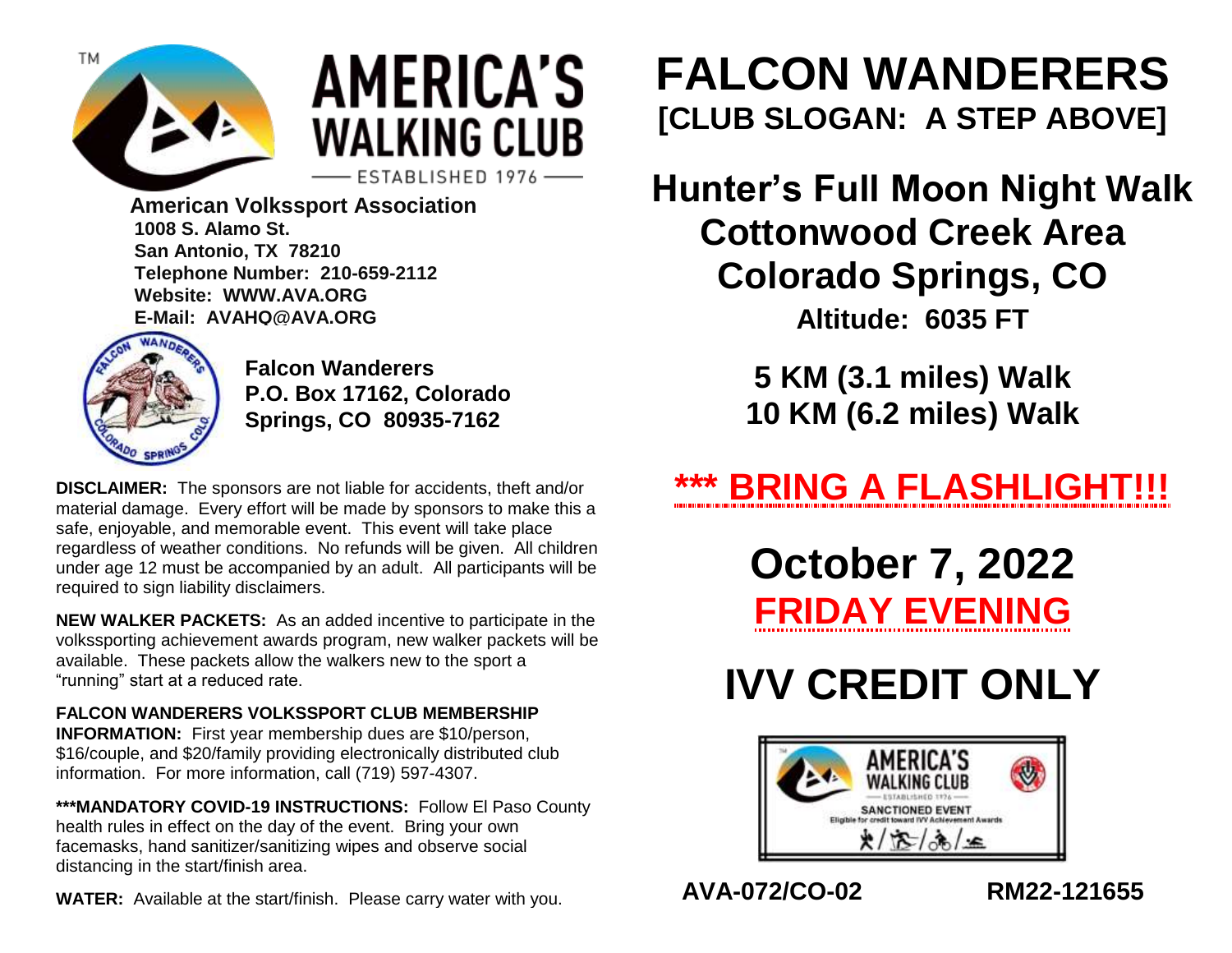# AMERICA'S WALKING CLUB

ESTABLISHED 1976

**American Volkssport Association**
**1008 S. Alamo St.**
**San Antonio, TX 78210**
**Telephone Number: 210-659-2112**
**Website: WWW.AVA.ORG**
**E-Mail: AVAHQ@AVA.ORG**

**Falcon Wanderers**
**P.O. Box 17162, Colorado Springs, CO 80935-7162**

**DISCLAIMER:** The sponsors are not liable for accidents, theft and/or material damage. Every effort will be made by sponsors to make this a safe, enjoyable, and memorable event. This event will take place regardless of weather conditions. No refunds will be given. All children under age 12 must be accompanied by an adult. All participants will be required to sign liability disclaimers.

**NEW WALKER PACKETS:** As an added incentive to participate in the volkssporting achievement awards program, new walker packets will be available. These packets allow the walkers new to the sport a "running" start at a reduced rate.

**FALCON WANDERERS VOLKSSPORT CLUB MEMBERSHIP INFORMATION:** First year membership dues are $10/person, $16/couple, and $20/family providing electronically distributed club information. For more information, call (719) 597-4307.

**\*\*\*MANDATORY COVID-19 INSTRUCTIONS:** Follow El Paso County health rules in effect on the day of the event. Bring your own facemasks, hand sanitizer/sanitizing wipes and observe social distancing in the start/finish area.

**WATER:** Available at the start/finish. Please carry water with you.

# FALCON WANDERERS

## [CLUB SLOGAN: A STEP ABOVE]

## Hunter's Full Moon Night Walk
## Cottonwood Creek Area
## Colorado Springs, CO

**Altitude: 6035 FT**

**5 KM (3.1 miles) Walk**
**10 KM (6.2 miles) Walk**

## *** BRING A FLASHLIGHT!!!

## October 7, 2022
## FRIDAY EVENING

## IVV CREDIT ONLY

AMERICA'S WALKING CLUB
ESTABLISHED 1976
SANCTIONED EVENT
Eligible for credit toward IVV Achievement Awards

**AVA-072/CO-02** **RM22-121655**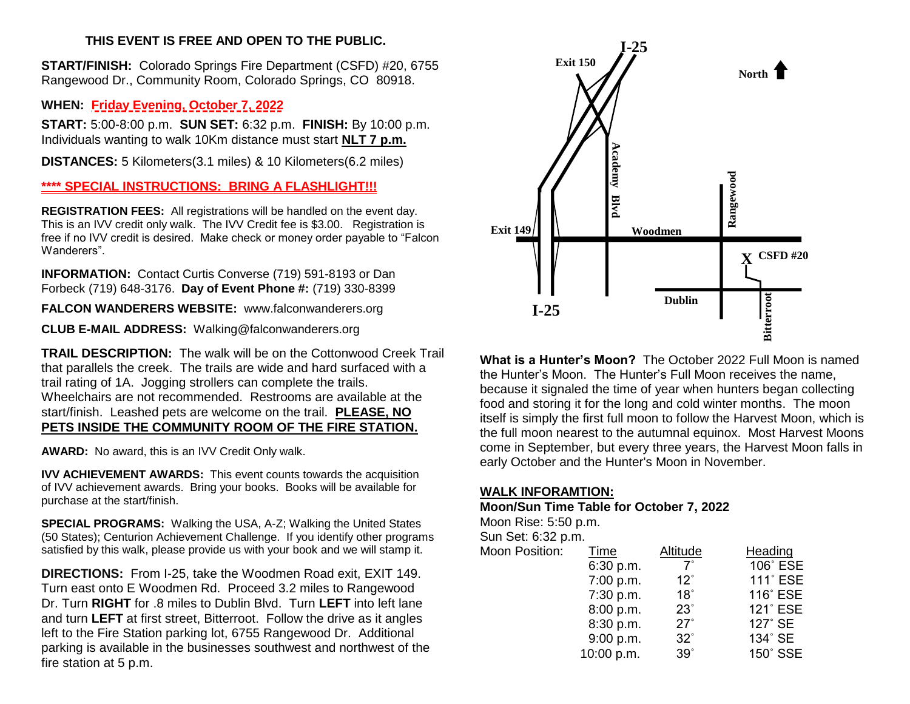**THIS EVENT IS FREE AND OPEN TO THE PUBLIC.**

**START/FINISH:** Colorado Springs Fire Department (CSFD) #20, 6755 Rangewood Dr., Community Room, Colorado Springs, CO 80918.

**WHEN: Friday Evening, October 7, 2022**

**START:** 5:00-8:00 p.m. **SUN SET:** 6:32 p.m. **FINISH:** By 10:00 p.m. Individuals wanting to walk 10Km distance must start **NLT 7 p.m.**

**DISTANCES:** 5 Kilometers(3.1 miles) & 10 Kilometers(6.2 miles)

**\*\*\*\* SPECIAL INSTRUCTIONS: BRING A FLASHLIGHT!!!**

**REGISTRATION FEES:** All registrations will be handled on the event day. This is an IVV credit only walk. The IVV Credit fee is $3.00. Registration is free if no IVV credit is desired. Make check or money order payable to "Falcon Wanderers".

**INFORMATION:** Contact Curtis Converse (719) 591-8193 or Dan Forbeck (719) 648-3176. **Day of Event Phone #:** (719) 330-8399

**FALCON WANDERERS WEBSITE:** www.falconwanderers.org

**CLUB E-MAIL ADDRESS:** Walking@falconwanderers.org

**TRAIL DESCRIPTION:** The walk will be on the Cottonwood Creek Trail that parallels the creek. The trails are wide and hard surfaced with a trail rating of 1A. Jogging strollers can complete the trails. Wheelchairs are not recommended. Restrooms are available at the start/finish. Leashed pets are welcome on the trail. **PLEASE, NO PETS INSIDE THE COMMUNITY ROOM OF THE FIRE STATION.**

**AWARD:** No award, this is an IVV Credit Only walk.

**IVV ACHIEVEMENT AWARDS:** This event counts towards the acquisition of IVV achievement awards. Bring your books. Books will be available for purchase at the start/finish.

**SPECIAL PROGRAMS:** Walking the USA, A-Z; Walking the United States (50 States); Centurion Achievement Challenge. If you identify other programs satisfied by this walk, please provide us with your book and we will stamp it.

**DIRECTIONS:** From I-25, take the Woodmen Road exit, EXIT 149. Turn east onto E Woodmen Rd. Proceed 3.2 miles to Rangewood Dr. Turn **RIGHT** for .8 miles to Dublin Blvd. Turn **LEFT** into left lane and turn **LEFT** at first street, Bitterroot. Follow the drive as it angles left to the Fire Station parking lot, 6755 Rangewood Dr. Additional parking is available in the businesses southwest and northwest of the fire station at 5 p.m.

I-25
Exit 150
North
Academy Blvd
Rangewood
Exit 149
Woodmen
X CSFD #20
Dublin
Bitterroot
I-25

**What is a Hunter's Moon?** The October 2022 Full Moon is named the Hunter's Moon. The Hunter's Full Moon receives the name, because it signaled the time of year when hunters began collecting food and storing it for the long and cold winter months. The moon itself is simply the first full moon to follow the Harvest Moon, which is the full moon nearest to the autumnal equinox. Most Harvest Moons come in September, but every three years, the Harvest Moon falls in early October and the Hunter's Moon in November.

**WALK INFORAMTION:**

**Moon/Sun Time Table for October 7, 2022**

Moon Rise: 5:50 p.m.
Sun Set: 6:32 p.m.

| Moon Position: | Time | Altitude | Heading |
|---|---|---|---|
| | 6:30 p.m. | 7˚ | 106˚ ESE |
| | 7:00 p.m. | 12˚ | 111˚ ESE |
| | 7:30 p.m. | 18˚ | 116˚ ESE |
| | 8:00 p.m. | 23˚ | 121˚ ESE |
| | 8:30 p.m. | 27˚ | 127˚ SE |
| | 9:00 p.m. | 32˚ | 134˚ SE |
| | 10:00 p.m. | 39˚ | 150˚ SSE |